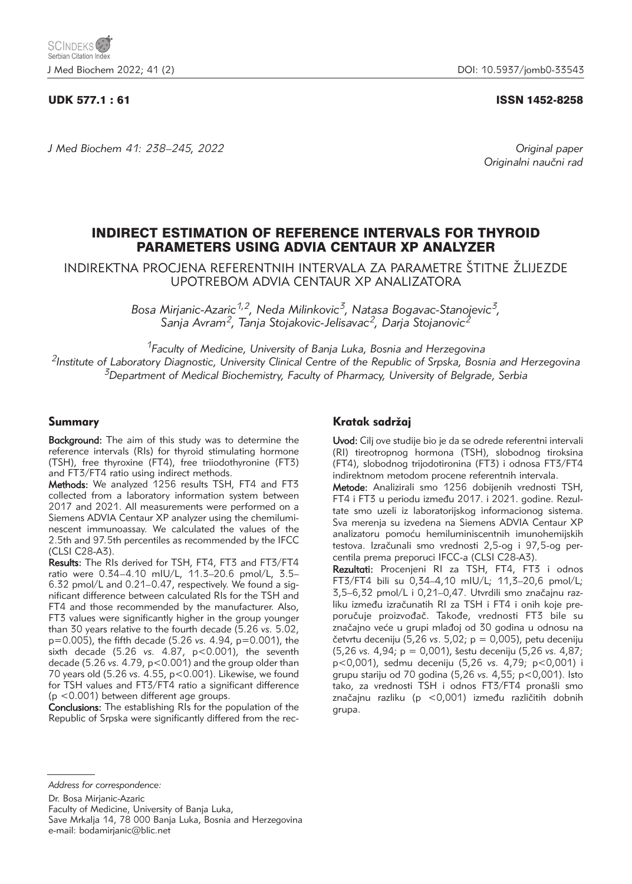UDK 577.1 : 61

ISSN 1452-8258

*Original paper*
*Originalni naučni rad*

# INDIRECT ESTIMATION OF REFERENCE INTERVALS FOR THYROID PARAMETERS USING ADVIA CENTAUR XP ANALYZER

## INDIREKTNA PROCJENA REFERENTNIH INTERVALA ZA PARAMETRE ŠTITNE ŽLIJEZDE UPOTREBOM ADVIA CENTAUR XP ANALIZATORA

*Bosa Mirjanic-Azaric[1,2], Neda Milinkovic[3], Natasa Bogavac-Stanojevic[3], Sanja Avram[2], Tanja Stojakovic-Jelisavac[2], Darja Stojanovic[2]*

[1]*Faculty of Medicine, University of Banja Luka, Bosnia and Herzegovina*
[2]*Institute of Laboratory Diagnostic, University Clinical Centre of the Republic of Srpska, Bosnia and Herzegovina*
[3]*Department of Medical Biochemistry, Faculty of Pharmacy, University of Belgrade, Serbia*

### Summary

**Background:** The aim of this study was to determine the reference intervals (RIs) for thyroid stimulating hormone (TSH), free thyroxine (FT4), free triiodothyronine (FT3) and FT3/FT4 ratio using indirect methods.

**Methods:** We analyzed 1256 results TSH, FT4 and FT3 collected from a laboratory information system between 2017 and 2021. All measurements were performed on a Siemens ADVIA Centaur XP analyzer using the chemiluminescent immunoassay. We calculated the values of the 2.5th and 97.5th percentiles as recommended by the IFCC (CLSI C28-A3).

**Results:** The RIs derived for TSH, FT4, FT3 and FT3/FT4 ratio were 0.34–4.10 mIU/L, 11.3–20.6 pmol/L, 3.5–6.32 pmol/L and 0.21–0.47, respectively. We found a significant difference between calculated RIs for the TSH and FT4 and those recommended by the manufacturer. Also, FT3 values were significantly higher in the group younger than 30 years relative to the fourth decade (5.26 *vs.* 5.02, p=0.005), the fifth decade (5.26 *vs.* 4.94, p=0.001), the sixth decade (5.26 *vs.* 4.87, p<0.001), the seventh decade (5.26 *vs.* 4.79, p<0.001) and the group older than 70 years old (5.26 *vs.* 4.55, p<0.001). Likewise, we found for TSH values and FT3/FT4 ratio a significant difference (p <0.001) between different age groups.

**Conclusions:** The establishing RIs for the population of the Republic of Srpska were significantly differed from the rec-

### Kratak sadržaj

**Uvod:** Cilj ove studije bio je da se odrede referentni intervali (RI) tireotropnog hormona (TSH), slobodnog tiroksina (FT4), slobodnog trijodotironina (FT3) i odnosa FT3/FT4 indirektnom metodom procene referentnih intervala.

**Metode:** Analizirali smo 1256 dobijenih vrednosti TSH, FT4 i FT3 u periodu između 2017. i 2021. godine. Rezultate smo uzeli iz laboratorijskog informacionog sistema. Sva merenja su izvedena na Siemens ADVIA Centaur XP analizatoru pomoću hemiluminiscentnih imunohemijskih testova. Izračunali smo vrednosti 2,5-og i 97,5-og percentila prema preporuci IFCC-a (CLSI C28-A3).

**Rezultati:** Procenjeni RI za TSH, FT4, FT3 i odnos FT3/FT4 bili su 0,34–4,10 mIU/L; 11,3–20,6 pmol/L; 3,5–6,32 pmol/L i 0,21–0,47. Utvrdili smo značajnu razliku između izračunatih RI za TSH i FT4 i onih koje preporučuje proizvođač. Takođe, vrednosti FT3 bile su značajno veće u grupi mlađoj od 30 godina u odnosu na četvrtu deceniju (5,26 *vs.* 5,02; p = 0,005), petu deceniju (5,26 *vs.* 4,94; p = 0,001), šestu deceniju (5,26 *vs.* 4,87; p<0,001), sedmu deceniju (5,26 *vs.* 4,79; p<0,001) i grupu stariju od 70 godina (5,26 *vs.* 4,55; p<0,001). Isto tako, za vrednosti TSH i odnos FT3/FT4 pronašli smo značajnu razliku (p <0,001) između različitih dobnih grupa.

---

*Address for correspondence:*

Dr. Bosa Mirjanic-Azaric
Faculty of Medicine, University of Banja Luka,
Save Mrkalja 14, 78 000 Banja Luka, Bosnia and Herzegovina
e-mail: bodamirjanic@blic.net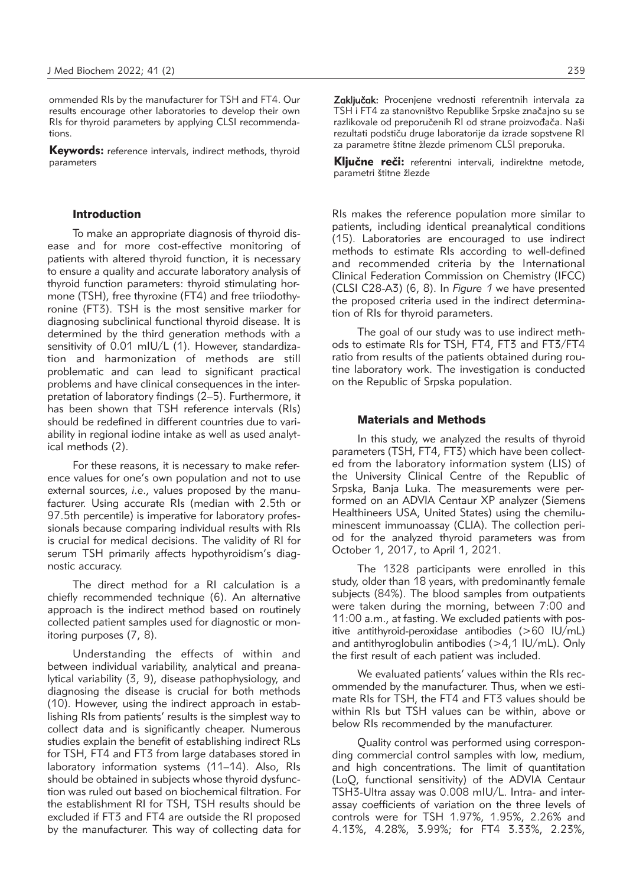ommended RIs by the manufacturer for TSH and FT4. Our results encourage other laboratories to develop their own RIs for thyroid parameters by applying CLSI recommendations.

**Keywords:** reference intervals, indirect methods, thyroid parameters

**Zaključak:** Procenjene vrednosti referentnih intervala za TSH i FT4 za stanovništvo Republike Srpske značajno su se razlikovale od preporučenih RI od strane proizvođača. Naši rezultati podstiču druge laboratorije da izrade sopstvene RI za parametre štitne žlezde primenom CLSI preporuka.

**Ključne reči:** referentni intervali, indirektne metode, parametri štitne žlezde

## Introduction

To make an appropriate diagnosis of thyroid disease and for more cost-effective monitoring of patients with altered thyroid function, it is necessary to ensure a quality and accurate laboratory analysis of thyroid function parameters: thyroid stimulating hormone (TSH), free thyroxine (FT4) and free triiodothyronine (FT3). TSH is the most sensitive marker for diagnosing subclinical functional thyroid disease. It is determined by the third generation methods with a sensitivity of 0.01 mIU/L (1). However, standardization and harmonization of methods are still problematic and can lead to significant practical problems and have clinical consequences in the interpretation of laboratory findings (2–5). Furthermore, it has been shown that TSH reference intervals (RIs) should be redefined in different countries due to variability in regional iodine intake as well as used analytical methods (2).

For these reasons, it is necessary to make reference values for one's own population and not to use external sources, *i.e.*, values proposed by the manufacturer. Using accurate RIs (median with 2.5th or 97.5th percentile) is imperative for laboratory professionals because comparing individual results with RIs is crucial for medical decisions. The validity of RI for serum TSH primarily affects hypothyroidism's diagnostic accuracy.

The direct method for a RI calculation is a chiefly recommended technique (6). An alternative approach is the indirect method based on routinely collected patient samples used for diagnostic or monitoring purposes (7, 8).

Understanding the effects of within and between individual variability, analytical and preanalytical variability (3, 9), disease pathophysiology, and diagnosing the disease is crucial for both methods (10). However, using the indirect approach in establishing RIs from patients' results is the simplest way to collect data and is significantly cheaper. Numerous studies explain the benefit of establishing indirect RLs for TSH, FT4 and FT3 from large databases stored in laboratory information systems (11–14). Also, RIs should be obtained in subjects whose thyroid dysfunction was ruled out based on biochemical filtration. For the establishment RI for TSH, TSH results should be excluded if FT3 and FT4 are outside the RI proposed by the manufacturer. This way of collecting data for RIs makes the reference population more similar to patients, including identical preanalytical conditions (15). Laboratories are encouraged to use indirect methods to estimate RIs according to well-defined and recommended criteria by the International Clinical Federation Commission on Chemistry (IFCC) (CLSI C28-A3) (6, 8). In *Figure 1* we have presented the proposed criteria used in the indirect determination of RIs for thyroid parameters.

The goal of our study was to use indirect methods to estimate RIs for TSH, FT4, FT3 and FT3/FT4 ratio from results of the patients obtained during routine laboratory work. The investigation is conducted on the Republic of Srpska population.

## Materials and Methods

In this study, we analyzed the results of thyroid parameters (TSH, FT4, FT3) which have been collected from the laboratory information system (LIS) of the University Clinical Centre of the Republic of Srpska, Banja Luka. The measurements were performed on an ADVIA Centaur XP analyzer (Siemens Healthineers USA, United States) using the chemiluminescent immunoassay (CLIA). The collection period for the analyzed thyroid parameters was from October 1, 2017, to April 1, 2021.

The 1328 participants were enrolled in this study, older than 18 years, with predominantly female subjects (84%). The blood samples from outpatients were taken during the morning, between 7:00 and 11:00 a.m., at fasting. We excluded patients with positive antithyroid-peroxidase antibodies (>60 IU/mL) and antithyroglobulin antibodies (>4,1 IU/mL). Only the first result of each patient was included.

We evaluated patients' values within the RIs recommended by the manufacturer. Thus, when we estimate RIs for TSH, the FT4 and FT3 values should be within RIs but TSH values can be within, above or below RIs recommended by the manufacturer.

Quality control was performed using corresponding commercial control samples with low, medium, and high concentrations. The limit of quantitation (LoQ, functional sensitivity) of the ADVIA Centaur TSH3-Ultra assay was 0.008 mIU/L. Intra- and inter-assay coefficients of variation on the three levels of controls were for TSH 1.97%, 1.95%, 2.26% and 4.13%, 4.28%, 3.99%; for FT4 3.33%, 2.23%,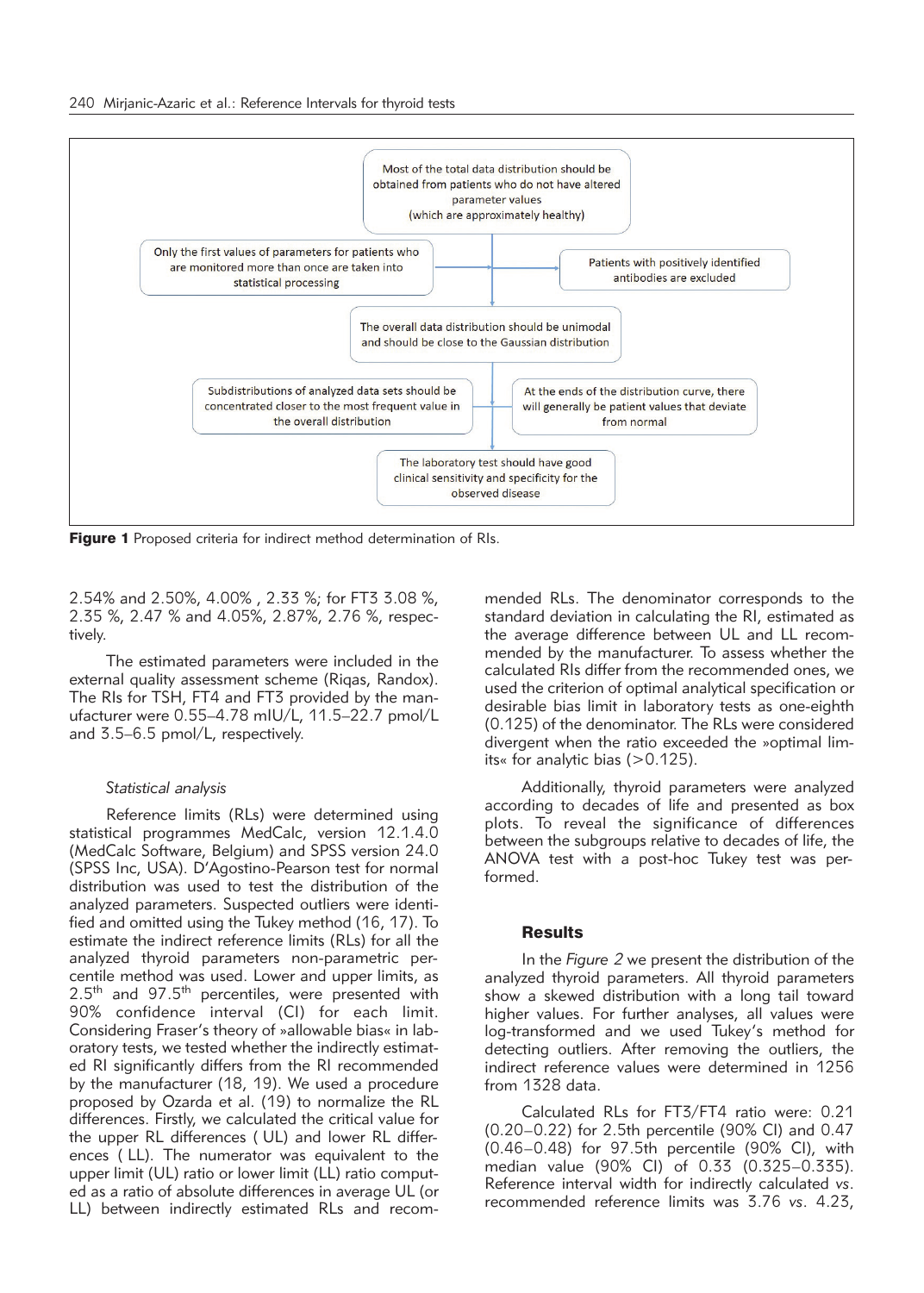- Most of the total data distribution should be obtained from patients who do not have altered parameter values (which are approximately healthy)
- Only the first values of parameters for patients who are monitored more than once are taken into statistical processing
- Patients with positively identified antibodies are excluded
- The overall data distribution should be unimodal and should be close to the Gaussian distribution
- Subdistributions of analyzed data sets should be concentrated closer to the most frequent value in the overall distribution
- At the ends of the distribution curve, there will generally be patient values that deviate from normal
- The laboratory test should have good clinical sensitivity and specificity for the observed disease

**Figure 1** Proposed criteria for indirect method determination of RIs.

2.54% and 2.50%, 4.00% , 2.33 %; for FT3 3.08 %, 2.35 %, 2.47 % and 4.05%, 2.87%, 2.76 %, respectively.

The estimated parameters were included in the external quality assessment scheme (Riqas, Randox). The RIs for TSH, FT4 and FT3 provided by the manufacturer were 0.55–4.78 mIU/L, 11.5–22.7 pmol/L and 3.5–6.5 pmol/L, respectively.

### *Statistical analysis*

Reference limits (RLs) were determined using statistical programmes MedCalc, version 12.1.4.0 (MedCalc Software, Belgium) and SPSS version 24.0 (SPSS Inc, USA). D'Agostino-Pearson test for normal distribution was used to test the distribution of the analyzed parameters. Suspected outliers were identified and omitted using the Tukey method (16, 17). To estimate the indirect reference limits (RLs) for all the analyzed thyroid parameters non-parametric percentile method was used. Lower and upper limits, as $2.5^{th}$ and $97.5^{th}$ percentiles, were presented with 90% confidence interval (CI) for each limit. Considering Fraser's theory of »allowable bias« in laboratory tests, we tested whether the indirectly estimated RI significantly differs from the RI recommended by the manufacturer (18, 19). We used a procedure proposed by Ozarda et al. (19) to normalize the RL differences. Firstly, we calculated the critical value for the upper RL differences ( UL) and lower RL differences ( LL). The numerator was equivalent to the upper limit (UL) ratio or lower limit (LL) ratio computed as a ratio of absolute differences in average UL (or LL) between indirectly estimated RLs and recommended RLs. The denominator corresponds to the standard deviation in calculating the RI, estimated as the average difference between UL and LL recommended by the manufacturer. To assess whether the calculated RIs differ from the recommended ones, we used the criterion of optimal analytical specification or desirable bias limit in laboratory tests as one-eighth (0.125) of the denominator. The RLs were considered divergent when the ratio exceeded the »optimal limits« for analytic bias (>0.125).

Additionally, thyroid parameters were analyzed according to decades of life and presented as box plots. To reveal the significance of differences between the subgroups relative to decades of life, the ANOVA test with a post-hoc Tukey test was performed.

## Results

In the *Figure 2* we present the distribution of the analyzed thyroid parameters. All thyroid parameters show a skewed distribution with a long tail toward higher values. For further analyses, all values were log-transformed and we used Tukey's method for detecting outliers. After removing the outliers, the indirect reference values were determined in 1256 from 1328 data.

Calculated RLs for FT3/FT4 ratio were: 0.21 (0.20–0.22) for 2.5th percentile (90% CI) and 0.47 (0.46–0.48) for 97.5th percentile (90% CI), with median value (90% CI) of 0.33 (0.325–0.335). Reference interval width for indirectly calculated *vs.* recommended reference limits was 3.76 *vs.* 4.23,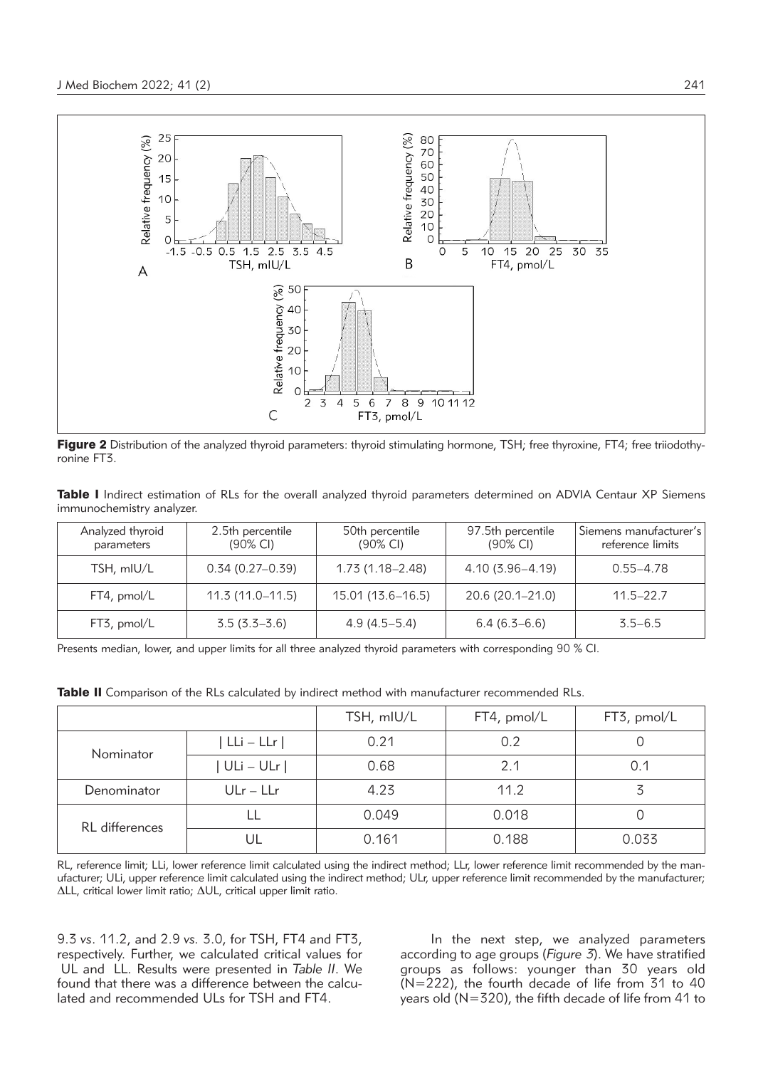Figure 2 Distribution of the analyzed thyroid parameters: thyroid stimulating hormone, TSH; free thyroxine, FT4; free triiodothyronine FT3.

**Table I** Indirect estimation of RLs for the overall analyzed thyroid parameters determined on ADVIA Centaur XP Siemens immunochemistry analyzer.

| Analyzed thyroid parameters | 2.5th percentile (90% CI) | 50th percentile (90% CI) | 97.5th percentile (90% CI) | Siemens manufacturer's reference limits |
|---|---|---|---|---|
| TSH, mIU/L | 0.34 (0.27–0.39) | 1.73 (1.18–2.48) | 4.10 (3.96–4.19) | 0.55–4.78 |
| FT4, pmol/L | 11.3 (11.0–11.5) | 15.01 (13.6–16.5) | 20.6 (20.1–21.0) | 11.5–22.7 |
| FT3, pmol/L | 3.5 (3.3–3.6) | 4.9 (4.5–5.4) | 6.4 (6.3–6.6) | 3.5–6.5 |

Presents median, lower, and upper limits for all three analyzed thyroid parameters with corresponding 90 % CI.

**Table II** Comparison of the RLs calculated by indirect method with manufacturer recommended RLs.

| | | TSH, mIU/L | FT4, pmol/L | FT3, pmol/L |
|---|---|---|---|---|
| Nominator | \| LLi – LLr \| | 0.21 | 0.2 | 0 |
| | \| ULi – ULr \| | 0.68 | 2.1 | 0.1 |
| Denominator | ULr – LLr | 4.23 | 11.2 | 3 |
| RL differences | LL | 0.049 | 0.018 | 0 |
| | UL | 0.161 | 0.188 | 0.033 |

RL, reference limit; LLi, lower reference limit calculated using the indirect method; LLr, lower reference limit recommended by the manufacturer; ULi, upper reference limit calculated using the indirect method; ULr, upper reference limit recommended by the manufacturer; ΔLL, critical lower limit ratio; ΔUL, critical upper limit ratio.

9.3 *vs.* 11.2, and 2.9 *vs.* 3.0, for TSH, FT4 and FT3, respectively. Further, we calculated critical values for UL and LL. Results were presented in *Table II*. We found that there was a difference between the calculated and recommended ULs for TSH and FT4.

In the next step, we analyzed parameters according to age groups (*Figure 3*). We have stratified groups as follows: younger than 30 years old (N=222), the fourth decade of life from 31 to 40 years old (N=320), the fifth decade of life from 41 to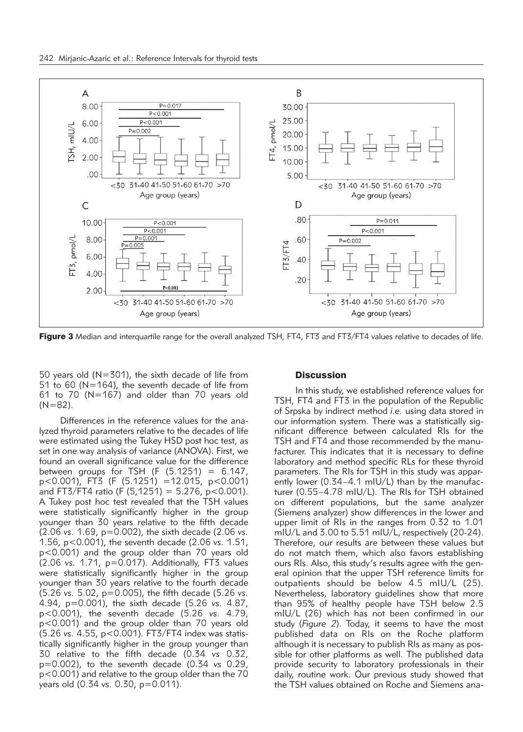Figure 3 Median and interquartile range for the overall analyzed TSH, FT4, FT3 and FT3/FT4 values relative to decades of life.

50 years old (N=301), the sixth decade of life from 51 to 60 (N=164), the seventh decade of life from 61 to 70 (N=167) and older than 70 years old (N=82).

Differences in the reference values for the analyzed thyroid parameters relative to the decades of life were estimated using the Tukey HSD post hoc test, as set in one way analysis of variance (ANOVA). First, we found an overall significance value for the difference between groups for TSH ($F\ (5.1251) = 6.147$, $p<0.001$), FT3 ($F\ (5.1251) = 12.015$, $p<0.001$) and FT3/FT4 ratio ($F\ (5{,}1251) = 5.276$, $p<0.001$). A Tukey post hoc test revealed that the TSH values were statistically significantly higher in the group younger than 30 years relative to the fifth decade (2.06 *vs.* 1.69, $p=0.002$), the sixth decade (2.06 *vs.* 1.56, $p<0.001$), the seventh decade (2.06 *vs.* 1.51, $p<0.001$) and the group older than 70 years old (2.06 *vs.* 1.71, $p=0.017$). Additionally, FT3 values were statistically significantly higher in the group younger than 30 years relative to the fourth decade (5.26 *vs.* 5.02, $p=0.005$), the fifth decade (5.26 *vs.* 4.94, $p=0.001$), the sixth decade (5.26 *vs.* 4.87, $p<0.001$), the seventh decade (5.26 *vs.* 4.79, $p<0.001$) and the group older than 70 years old (5.26 *vs.* 4.55, $p<0.001$). FT3/FT4 index was statistically significantly higher in the group younger than 30 relative to the fifth decade (0.34 *vs* 0.32, $p=0.002$), to the seventh decade (0.34 *vs* 0.29, $p<0.001$) and relative to the group older than the 70 years old (0.34 *vs.* 0.30, $p=0.011$).

## Discussion

In this study, we established reference values for TSH, FT4 and FT3 in the population of the Republic of Srpska by indirect method *i.e.* using data stored in our information system. There was a statistically significant difference between calculated RIs for the TSH and FT4 and those recommended by the manufacturer. This indicates that it is necessary to define laboratory and method specific RLs for these thyroid parameters. The RIs for TSH in this study was apparently lower (0.34–4.1 mIU/L) than by the manufacturer (0.55–4.78 mIU/L). The RIs for TSH obtained on different populations, but the same analyzer (Siemens analyzer) show differences in the lower and upper limit of RIs in the ranges from 0.32 to 1.01 mIU/L and 3.00 to 5.51 mIU/L, respectively (20-24). Therefore, our results are between these values but do not match them, which also favors establishing ours RIs. Also, this study's results agree with the general opinion that the upper TSH reference limits for outpatients should be below 4.5 mIU/L (25). Nevertheless, laboratory guidelines show that more than 95% of healthy people have TSH below 2.5 mIU/L (26) which has not been confirmed in our study (*Figure 2*). Today, it seems to have the most published data on RIs on the Roche platform although it is necessary to publish RIs as many as possible for other platforms as well. The published data provide security to laboratory professionals in their daily, routine work. Our previous study showed that the TSH values obtained on Roche and Siemens ana-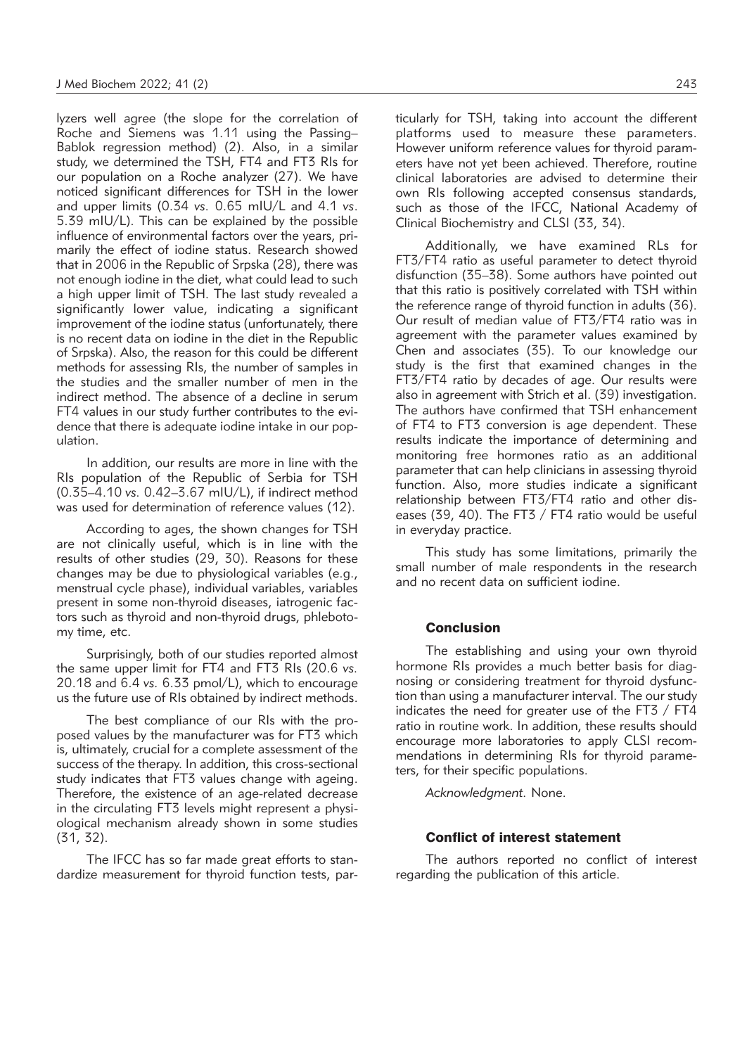lyzers well agree (the slope for the correlation of Roche and Siemens was 1.11 using the Passing–Bablok regression method) (2). Also, in a similar study, we determined the TSH, FT4 and FT3 RIs for our population on a Roche analyzer (27). We have noticed significant differences for TSH in the lower and upper limits (0.34 *vs.* 0.65 mIU/L and 4.1 *vs.* 5.39 mIU/L). This can be explained by the possible influence of environmental factors over the years, primarily the effect of iodine status. Research showed that in 2006 in the Republic of Srpska (28), there was not enough iodine in the diet, what could lead to such a high upper limit of TSH. The last study revealed a significantly lower value, indicating a significant improvement of the iodine status (unfortunately, there is no recent data on iodine in the diet in the Republic of Srpska). Also, the reason for this could be different methods for assessing RIs, the number of samples in the studies and the smaller number of men in the indirect method. The absence of a decline in serum FT4 values in our study further contributes to the evidence that there is adequate iodine intake in our population.

In addition, our results are more in line with the RIs population of the Republic of Serbia for TSH (0.35–4.10 *vs.* 0.42–3.67 mIU/L), if indirect method was used for determination of reference values (12).

According to ages, the shown changes for TSH are not clinically useful, which is in line with the results of other studies (29, 30). Reasons for these changes may be due to physiological variables (e.g., menstrual cycle phase), individual variables, variables present in some non-thyroid diseases, iatrogenic factors such as thyroid and non-thyroid drugs, phlebotomy time, etc.

Surprisingly, both of our studies reported almost the same upper limit for FT4 and FT3 RIs (20.6 *vs.* 20.18 and 6.4 *vs.* 6.33 pmol/L), which to encourage us the future use of RIs obtained by indirect methods.

The best compliance of our RIs with the proposed values by the manufacturer was for FT3 which is, ultimately, crucial for a complete assessment of the success of the therapy. In addition, this cross-sectional study indicates that FT3 values change with ageing. Therefore, the existence of an age-related decrease in the circulating FT3 levels might represent a physiological mechanism already shown in some studies (31, 32).

The IFCC has so far made great efforts to standardize measurement for thyroid function tests, particularly for TSH, taking into account the different platforms used to measure these parameters. However uniform reference values for thyroid parameters have not yet been achieved. Therefore, routine clinical laboratories are advised to determine their own RIs following accepted consensus standards, such as those of the IFCC, National Academy of Clinical Biochemistry and CLSI (33, 34).

Additionally, we have examined RLs for FT3/FT4 ratio as useful parameter to detect thyroid disfunction (35–38). Some authors have pointed out that this ratio is positively correlated with TSH within the reference range of thyroid function in adults (36). Our result of median value of FT3/FT4 ratio was in agreement with the parameter values examined by Chen and associates (35). To our knowledge our study is the first that examined changes in the FT3/FT4 ratio by decades of age. Our results were also in agreement with Strich et al. (39) investigation. The authors have confirmed that TSH enhancement of FT4 to FT3 conversion is age dependent. These results indicate the importance of determining and monitoring free hormones ratio as an additional parameter that can help clinicians in assessing thyroid function. Also, more studies indicate a significant relationship between FT3/FT4 ratio and other diseases (39, 40). The FT3 / FT4 ratio would be useful in everyday practice.

This study has some limitations, primarily the small number of male respondents in the research and no recent data on sufficient iodine.

## Conclusion

The establishing and using your own thyroid hormone RIs provides a much better basis for diagnosing or considering treatment for thyroid dysfunction than using a manufacturer interval. The our study indicates the need for greater use of the FT3 / FT4 ratio in routine work. In addition, these results should encourage more laboratories to apply CLSI recommendations in determining RIs for thyroid parameters, for their specific populations.

*Acknowledgment.* None.

## Conflict of interest statement

The authors reported no conflict of interest regarding the publication of this article.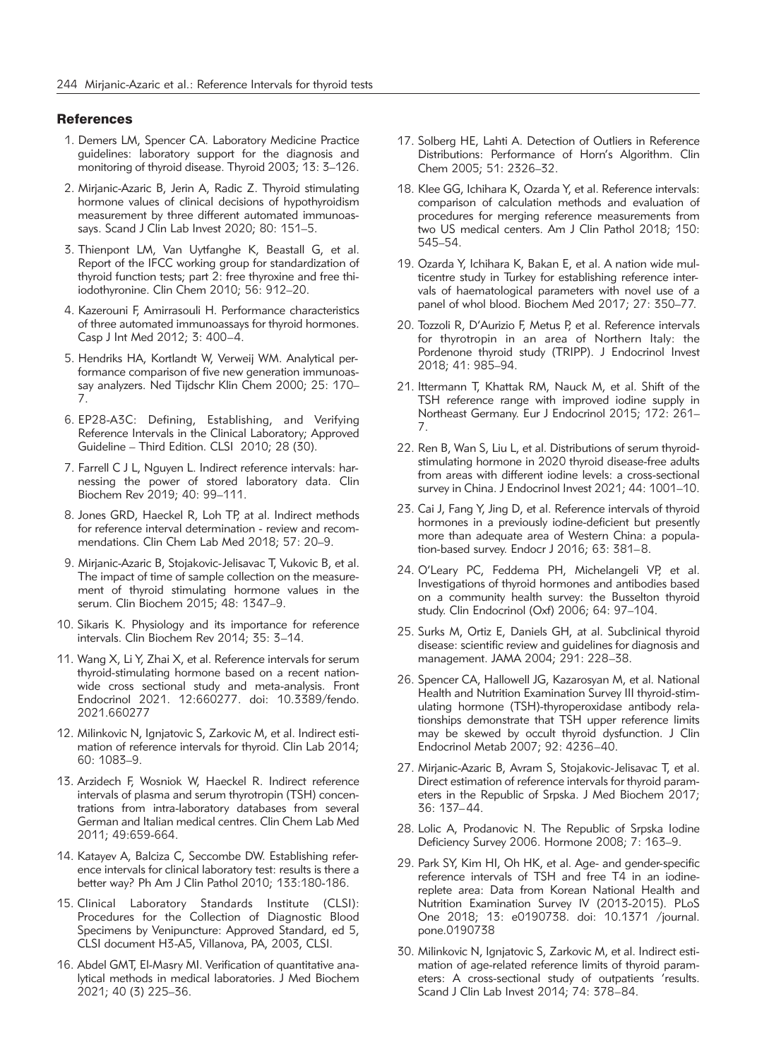## References

1. Demers LM, Spencer CA. Laboratory Medicine Practice guidelines: laboratory support for the diagnosis and monitoring of thyroid disease. Thyroid 2003; 13: 3–126.
2. Mirjanic-Azaric B, Jerin A, Radic Z. Thyroid stimulating hormone values of clinical decisions of hypothyroidism measurement by three different automated immunoassays. Scand J Clin Lab Invest 2020; 80: 151–5.
3. Thienpont LM, Van Uytfanghe K, Beastall G, et al. Report of the IFCC working group for standardization of thyroid function tests; part 2: free thyroxine and free thiiodothyronine. Clin Chem 2010; 56: 912–20.
4. Kazerouni F, Amirrasouli H. Performance characteristics of three automated immunoassays for thyroid hormones. Casp J Int Med 2012; 3: 400–4.
5. Hendriks HA, Kortlandt W, Verweij WM. Analytical performance comparison of five new generation immunoassay analyzers. Ned Tijdschr Klin Chem 2000; 25: 170–7.
6. EP28-A3C: Defining, Establishing, and Verifying Reference Intervals in the Clinical Laboratory; Approved Guideline – Third Edition. CLSI 2010; 28 (30).
7. Farrell C J L, Nguyen L. Indirect reference intervals: harnessing the power of stored laboratory data. Clin Biochem Rev 2019; 40: 99–111.
8. Jones GRD, Haeckel R, Loh TP, at al. Indirect methods for reference interval determination - review and recommendations. Clin Chem Lab Med 2018; 57: 20–9.
9. Mirjanic-Azaric B, Stojakovic-Jelisavac T, Vukovic B, et al. The impact of time of sample collection on the measurement of thyroid stimulating hormone values in the serum. Clin Biochem 2015; 48: 1347–9.
10. Sikaris K. Physiology and its importance for reference intervals. Clin Biochem Rev 2014; 35: 3–14.
11. Wang X, Li Y, Zhai X, et al. Reference intervals for serum thyroid-stimulating hormone based on a recent nationwide cross sectional study and meta-analysis. Front Endocrinol 2021. 12:660277. doi: 10.3389/fendo.2021.660277
12. Milinkovic N, Ignjatovic S, Zarkovic M, et al. Indirect estimation of reference intervals for thyroid. Clin Lab 2014; 60: 1083–9.
13. Arzidech F, Wosniok W, Haeckel R. Indirect reference intervals of plasma and serum thyrotropin (TSH) concentrations from intra-laboratory databases from several German and Italian medical centres. Clin Chem Lab Med 2011; 49:659-664.
14. Katayev A, Balciza C, Seccombe DW. Establishing reference intervals for clinical laboratory test: results is there a better way? Ph Am J Clin Pathol 2010; 133:180-186.
15. Clinical Laboratory Standards Institute (CLSI): Procedures for the Collection of Diagnostic Blood Specimens by Venipuncture: Approved Standard, ed 5, CLSI document H3-A5, Villanova, PA, 2003, CLSI.
16. Abdel GMT, El-Masry MI. Verification of quantitative analytical methods in medical laboratories. J Med Biochem 2021; 40 (3) 225–36.
17. Solberg HE, Lahti A. Detection of Outliers in Reference Distributions: Performance of Horn's Algorithm. Clin Chem 2005; 51: 2326–32.
18. Klee GG, Ichihara K, Ozarda Y, et al. Reference intervals: comparison of calculation methods and evaluation of procedures for merging reference measurements from two US medical centers. Am J Clin Pathol 2018; 150: 545–54.
19. Ozarda Y, Ichihara K, Bakan E, et al. A nation wide multicentre study in Turkey for establishing reference intervals of haematological parameters with novel use of a panel of whol blood. Biochem Med 2017; 27: 350–77.
20. Tozzoli R, D'Aurizio F, Metus P, et al. Reference intervals for thyrotropin in an area of Northern Italy: the Pordenone thyroid study (TRIPP). J Endocrinol Invest 2018; 41: 985–94.
21. Ittermann T, Khattak RM, Nauck M, et al. Shift of the TSH reference range with improved iodine supply in Northeast Germany. Eur J Endocrinol 2015; 172: 261–7.
22. Ren B, Wan S, Liu L, et al. Distributions of serum thyroid-stimulating hormone in 2020 thyroid disease-free adults from areas with different iodine levels: a cross-sectional survey in China. J Endocrinol Invest 2021; 44: 1001–10.
23. Cai J, Fang Y, Jing D, et al. Reference intervals of thyroid hormones in a previously iodine-deficient but presently more than adequate area of Western China: a population-based survey. Endocr J 2016; 63: 381–8.
24. O'Leary PC, Feddema PH, Michelangeli VP, et al. Investigations of thyroid hormones and antibodies based on a community health survey: the Busselton thyroid study. Clin Endocrinol (Oxf) 2006; 64: 97–104.
25. Surks M, Ortiz E, Daniels GH, at al. Subclinical thyroid disease: scientific review and guidelines for diagnosis and management. JAMA 2004; 291: 228–38.
26. Spencer CA, Hallowell JG, Kazarosyan M, et al. National Health and Nutrition Examination Survey III thyroid-stimulating hormone (TSH)-thyroperoxidase antibody relationships demonstrate that TSH upper reference limits may be skewed by occult thyroid dysfunction. J Clin Endocrinol Metab 2007; 92: 4236–40.
27. Mirjanic-Azaric B, Avram S, Stojakovic-Jelisavac T, et al. Direct estimation of reference intervals for thyroid parameters in the Republic of Srpska. J Med Biochem 2017; 36: 137–44.
28. Lolic A, Prodanovic N. The Republic of Srpska Iodine Deficiency Survey 2006. Hormone 2008; 7: 163–9.
29. Park SY, Kim HI, Oh HK, et al. Age- and gender-specific reference intervals of TSH and free T4 in an iodine-replete area: Data from Korean National Health and Nutrition Examination Survey IV (2013-2015). PLoS One 2018; 13: e0190738. doi: 10.1371 /journal.pone.0190738
30. Milinkovic N, Ignjatovic S, Zarkovic M, et al. Indirect estimation of age-related reference limits of thyroid parameters: A cross-sectional study of outpatients 'results. Scand J Clin Lab Invest 2014; 74: 378–84.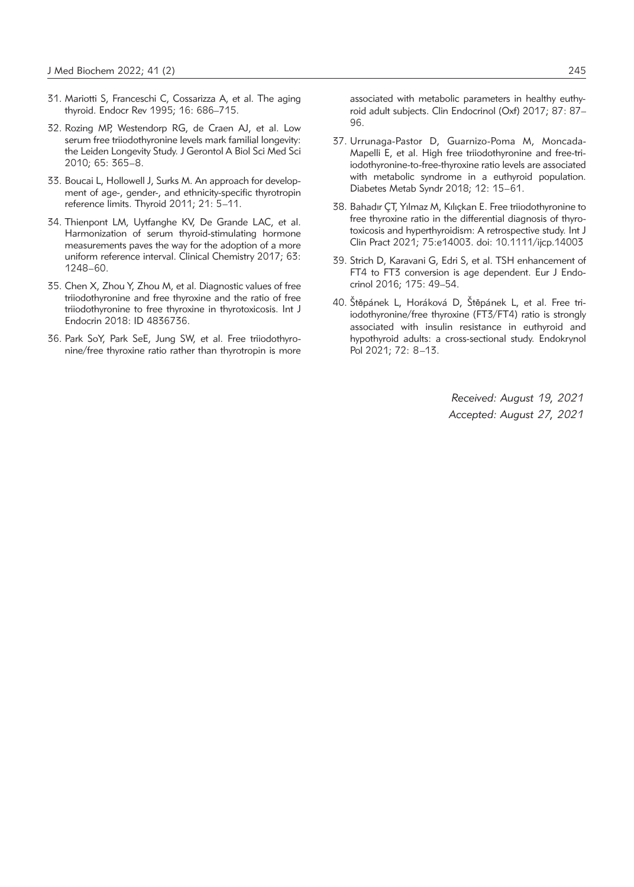31. Mariotti S, Franceschi C, Cossarizza A, et al. The aging thyroid. Endocr Rev 1995; 16: 686–715.

32. Rozing MP, Westendorp RG, de Craen AJ, et al. Low serum free triiodothyronine levels mark familial longevity: the Leiden Longevity Study. J Gerontol A Biol Sci Med Sci 2010; 65: 365–8.

33. Boucai L, Hollowell J, Surks M. An approach for development of age-, gender-, and ethnicity-specific thyrotropin reference limits. Thyroid 2011; 21: 5–11.

34. Thienpont LM, Uytfanghe KV, De Grande LAC, et al. Harmonization of serum thyroid-stimulating hormone measurements paves the way for the adoption of a more uniform reference interval. Clinical Chemistry 2017; 63: 1248–60.

35. Chen X, Zhou Y, Zhou M, et al. Diagnostic values of free triiodothyronine and free thyroxine and the ratio of free triiodothyronine to free thyroxine in thyrotoxicosis. Int J Endocrin 2018: ID 4836736.

36. Park SoY, Park SeE, Jung SW, et al. Free triiodothyronine/free thyroxine ratio rather than thyrotropin is more associated with metabolic parameters in healthy euthyroid adult subjects. Clin Endocrinol (Oxf) 2017; 87: 87–96.

37. Urrunaga-Pastor D, Guarnizo-Poma M, Moncada-Mapelli E, et al. High free triiodothyronine and free-triiodothyronine-to-free-thyroxine ratio levels are associated with metabolic syndrome in a euthyroid population. Diabetes Metab Syndr 2018; 12: 15–61.

38. Bahadır ÇT, Yılmaz M, Kılıçkan E. Free triiodothyronine to free thyroxine ratio in the differential diagnosis of thyrotoxicosis and hyperthyroidism: A retrospective study. Int J Clin Pract 2021; 75:e14003. doi: 10.1111/ijcp.14003

39. Strich D, Karavani G, Edri S, et al. TSH enhancement of FT4 to FT3 conversion is age dependent. Eur J Endocrinol 2016; 175: 49–54.

40. Štěpánek L, Horáková D, Štěpánek L, et al. Free triiodothyronine/free thyroxine (FT3/FT4) ratio is strongly associated with insulin resistance in euthyroid and hypothyroid adults: a cross-sectional study. Endokrynol Pol 2021; 72: 8–13.

*Received: August 19, 2021*
*Accepted: August 27, 2021*